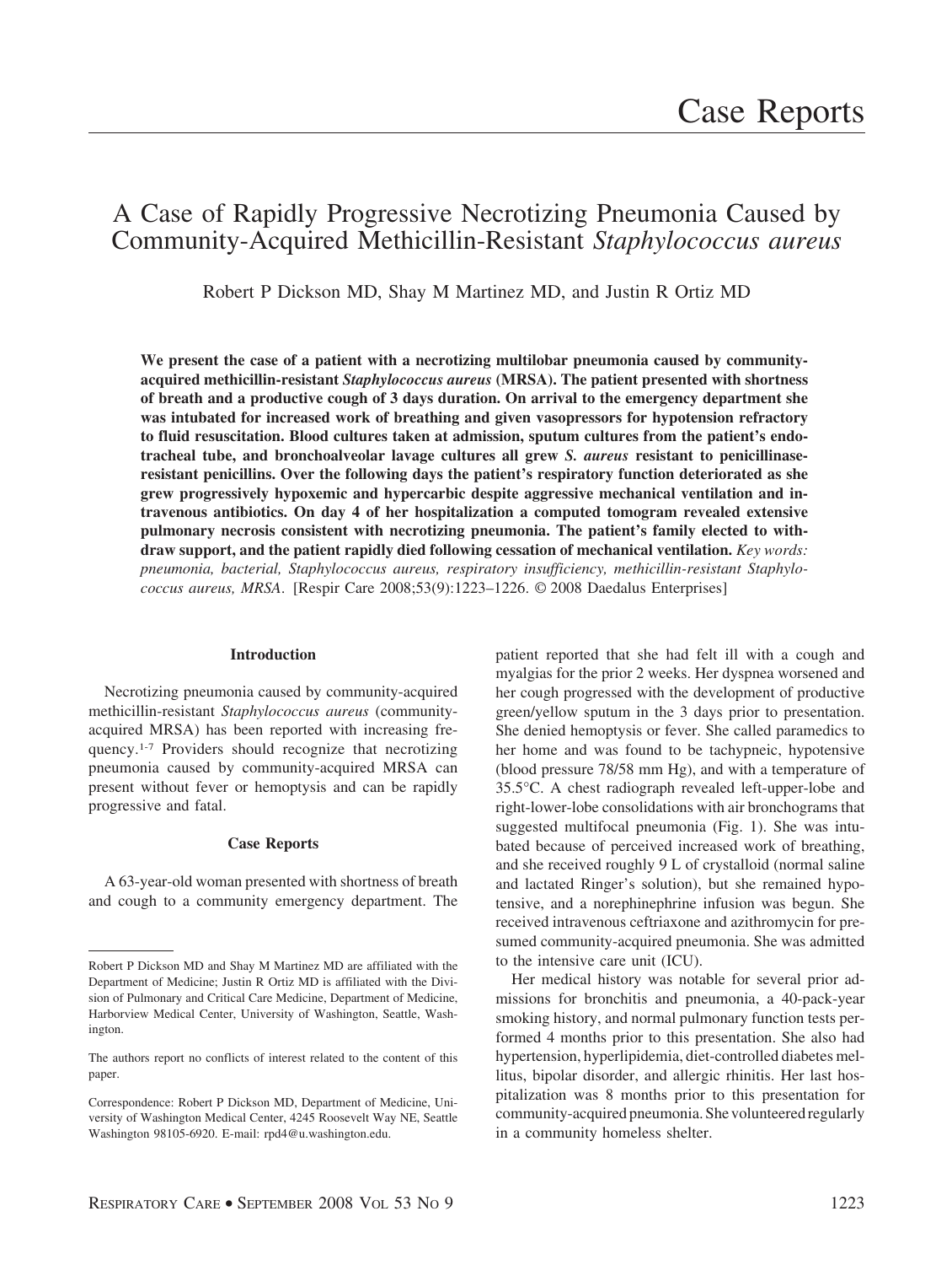# Case Reports

## A Case of Rapidly Progressive Necrotizing Pneumonia Caused by Community-Acquired Methicillin-Resistant *Staphylococcus aureus*

Robert P Dickson MD, Shay M Martinez MD, and Justin R Ortiz MD

**We present the case of a patient with a necrotizing multilobar pneumonia caused by community-acquired methicillin-resistant *Staphylococcus aureus* (MRSA). The patient presented with shortness of breath and a productive cough of 3 days duration. On arrival to the emergency department she was intubated for increased work of breathing and given vasopressors for hypotension refractory to fluid resuscitation. Blood cultures taken at admission, sputum cultures from the patient's endotracheal tube, and bronchoalveolar lavage cultures all grew *S. aureus* resistant to penicillinase-resistant penicillins. Over the following days the patient's respiratory function deteriorated as she grew progressively hypoxemic and hypercarbic despite aggressive mechanical ventilation and intravenous antibiotics. On day 4 of her hospitalization a computed tomogram revealed extensive pulmonary necrosis consistent with necrotizing pneumonia. The patient's family elected to withdraw support, and the patient rapidly died following cessation of mechanical ventilation.** ***Key words:*** *pneumonia, bacterial, Staphylococcus aureus, respiratory insufficiency, methicillin-resistant Staphylococcus aureus, MRSA*. [Respir Care 2008;53(9):1223–1226. © 2008 Daedalus Enterprises]

### Introduction

Necrotizing pneumonia caused by community-acquired methicillin-resistant *Staphylococcus aureus* (community-acquired MRSA) has been reported with increasing frequency.[1-7] Providers should recognize that necrotizing pneumonia caused by community-acquired MRSA can present without fever or hemoptysis and can be rapidly progressive and fatal.

### Case Reports

A 63-year-old woman presented with shortness of breath and cough to a community emergency department. The patient reported that she had felt ill with a cough and myalgias for the prior 2 weeks. Her dyspnea worsened and her cough progressed with the development of productive green/yellow sputum in the 3 days prior to presentation. She denied hemoptysis or fever. She called paramedics to her home and was found to be tachypneic, hypotensive (blood pressure 78/58 mm Hg), and with a temperature of 35.5°C. A chest radiograph revealed left-upper-lobe and right-lower-lobe consolidations with air bronchograms that suggested multifocal pneumonia (Fig. 1). She was intubated because of perceived increased work of breathing, and she received roughly 9 L of crystalloid (normal saline and lactated Ringer's solution), but she remained hypotensive, and a norephinephrine infusion was begun. She received intravenous ceftriaxone and azithromycin for presumed community-acquired pneumonia. She was admitted to the intensive care unit (ICU).

Her medical history was notable for several prior admissions for bronchitis and pneumonia, a 40-pack-year smoking history, and normal pulmonary function tests performed 4 months prior to this presentation. She also had hypertension, hyperlipidemia, diet-controlled diabetes mellitus, bipolar disorder, and allergic rhinitis. Her last hospitalization was 8 months prior to this presentation for community-acquired pneumonia. She volunteered regularly in a community homeless shelter.

---

Robert P Dickson MD and Shay M Martinez MD are affiliated with the Department of Medicine; Justin R Ortiz MD is affiliated with the Division of Pulmonary and Critical Care Medicine, Department of Medicine, Harborview Medical Center, University of Washington, Seattle, Washington.

The authors report no conflicts of interest related to the content of this paper.

Correspondence: Robert P Dickson MD, Department of Medicine, University of Washington Medical Center, 4245 Roosevelt Way NE, Seattle Washington 98105-6920. E-mail: rpd4@u.washington.edu.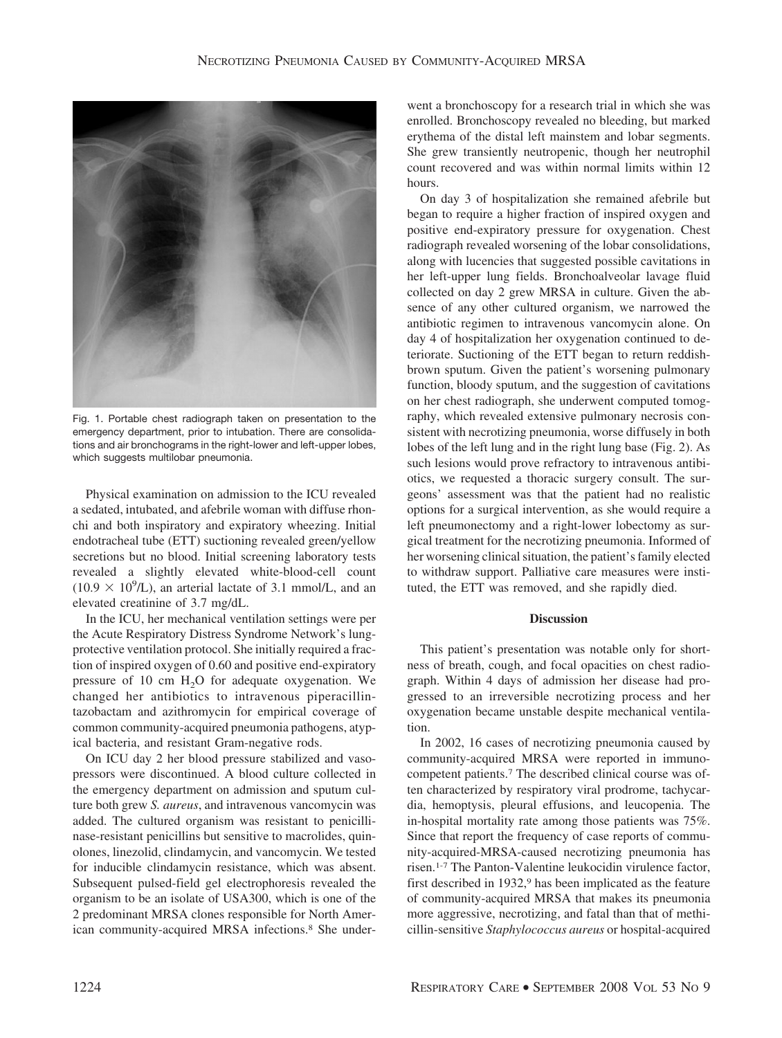Fig. 1. Portable chest radiograph taken on presentation to the emergency department, prior to intubation. There are consolidations and air bronchograms in the right-lower and left-upper lobes, which suggests multilobar pneumonia.

Physical examination on admission to the ICU revealed a sedated, intubated, and afebrile woman with diffuse rhonchi and both inspiratory and expiratory wheezing. Initial endotracheal tube (ETT) suctioning revealed green/yellow secretions but no blood. Initial screening laboratory tests revealed a slightly elevated white-blood-cell count ($10.9 \times 10^9$/L), an arterial lactate of 3.1 mmol/L, and an elevated creatinine of 3.7 mg/dL.

In the ICU, her mechanical ventilation settings were per the Acute Respiratory Distress Syndrome Network's lung-protective ventilation protocol. She initially required a fraction of inspired oxygen of 0.60 and positive end-expiratory pressure of 10 cm $H_2O$ for adequate oxygenation. We changed her antibiotics to intravenous piperacillin-tazobactam and azithromycin for empirical coverage of common community-acquired pneumonia pathogens, atypical bacteria, and resistant Gram-negative rods.

On ICU day 2 her blood pressure stabilized and vasopressors were discontinued. A blood culture collected in the emergency department on admission and sputum culture both grew *S. aureus*, and intravenous vancomycin was added. The cultured organism was resistant to penicillinase-resistant penicillins but sensitive to macrolides, quinolones, linezolid, clindamycin, and vancomycin. We tested for inducible clindamycin resistance, which was absent. Subsequent pulsed-field gel electrophoresis revealed the organism to be an isolate of USA300, which is one of the 2 predominant MRSA clones responsible for North American community-acquired MRSA infections.[8] She underwent a bronchoscopy for a research trial in which she was enrolled. Bronchoscopy revealed no bleeding, but marked erythema of the distal left mainstem and lobar segments. She grew transiently neutropenic, though her neutrophil count recovered and was within normal limits within 12 hours.

On day 3 of hospitalization she remained afebrile but began to require a higher fraction of inspired oxygen and positive end-expiratory pressure for oxygenation. Chest radiograph revealed worsening of the lobar consolidations, along with lucencies that suggested possible cavitations in her left-upper lung fields. Bronchoalveolar lavage fluid collected on day 2 grew MRSA in culture. Given the absence of any other cultured organism, we narrowed the antibiotic regimen to intravenous vancomycin alone. On day 4 of hospitalization her oxygenation continued to deteriorate. Suctioning of the ETT began to return reddish-brown sputum. Given the patient's worsening pulmonary function, bloody sputum, and the suggestion of cavitations on her chest radiograph, she underwent computed tomography, which revealed extensive pulmonary necrosis consistent with necrotizing pneumonia, worse diffusely in both lobes of the left lung and in the right lung base (Fig. 2). As such lesions would prove refractory to intravenous antibiotics, we requested a thoracic surgery consult. The surgeons' assessment was that the patient had no realistic options for a surgical intervention, as she would require a left pneumonectomy and a right-lower lobectomy as surgical treatment for the necrotizing pneumonia. Informed of her worsening clinical situation, the patient's family elected to withdraw support. Palliative care measures were instituted, the ETT was removed, and she rapidly died.

## Discussion

This patient's presentation was notable only for shortness of breath, cough, and focal opacities on chest radiograph. Within 4 days of admission her disease had progressed to an irreversible necrotizing process and her oxygenation became unstable despite mechanical ventilation.

In 2002, 16 cases of necrotizing pneumonia caused by community-acquired MRSA were reported in immunocompetent patients.[7] The described clinical course was often characterized by respiratory viral prodrome, tachycardia, hemoptysis, pleural effusions, and leucopenia. The in-hospital mortality rate among those patients was 75%. Since that report the frequency of case reports of community-acquired-MRSA-caused necrotizing pneumonia has risen.[1-7] The Panton-Valentine leukocidin virulence factor, first described in 1932,[9] has been implicated as the feature of community-acquired MRSA that makes its pneumonia more aggressive, necrotizing, and fatal than that of methicillin-sensitive *Staphylococcus aureus* or hospital-acquired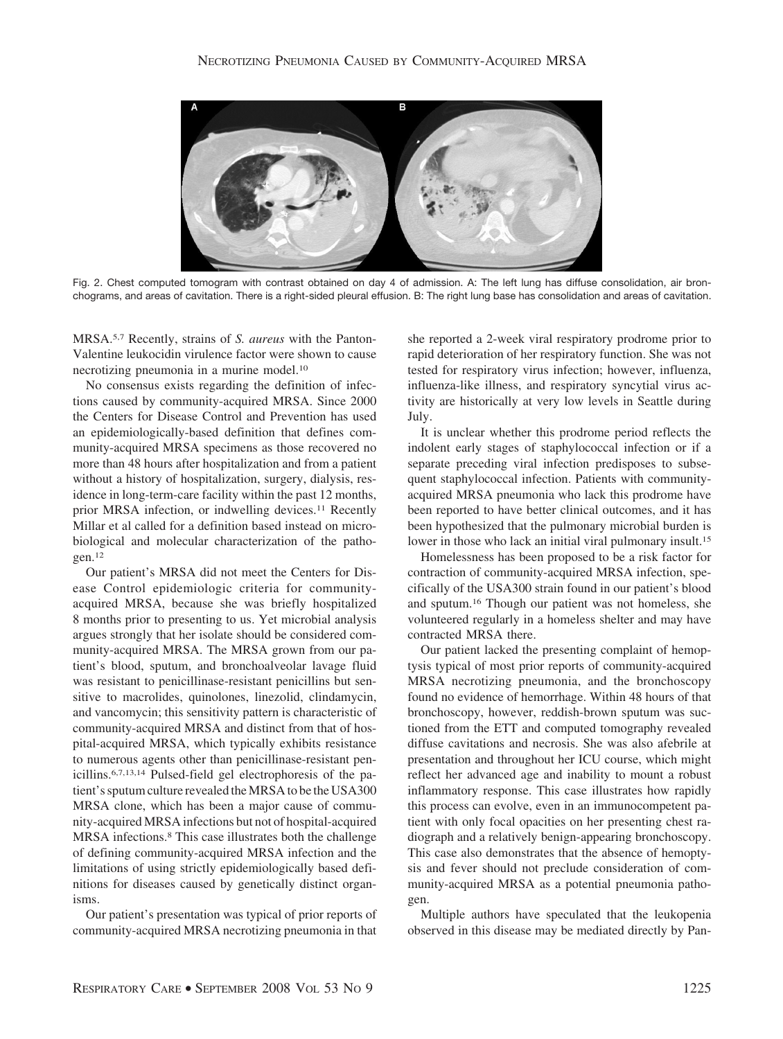Fig. 2. Chest computed tomogram with contrast obtained on day 4 of admission. A: The left lung has diffuse consolidation, air bronchograms, and areas of cavitation. There is a right-sided pleural effusion. B: The right lung base has consolidation and areas of cavitation.

MRSA.[5,7] Recently, strains of *S. aureus* with the Panton-Valentine leukocidin virulence factor were shown to cause necrotizing pneumonia in a murine model.[10]

No consensus exists regarding the definition of infections caused by community-acquired MRSA. Since 2000 the Centers for Disease Control and Prevention has used an epidemiologically-based definition that defines community-acquired MRSA specimens as those recovered no more than 48 hours after hospitalization and from a patient without a history of hospitalization, surgery, dialysis, residence in long-term-care facility within the past 12 months, prior MRSA infection, or indwelling devices.[11] Recently Millar et al called for a definition based instead on microbiological and molecular characterization of the pathogen.[12]

Our patient's MRSA did not meet the Centers for Disease Control epidemiologic criteria for community-acquired MRSA, because she was briefly hospitalized 8 months prior to presenting to us. Yet microbial analysis argues strongly that her isolate should be considered community-acquired MRSA. The MRSA grown from our patient's blood, sputum, and bronchoalveolar lavage fluid was resistant to penicillinase-resistant penicillins but sensitive to macrolides, quinolones, linezolid, clindamycin, and vancomycin; this sensitivity pattern is characteristic of community-acquired MRSA and distinct from that of hospital-acquired MRSA, which typically exhibits resistance to numerous agents other than penicillinase-resistant penicillins.[6,7,13,14] Pulsed-field gel electrophoresis of the patient's sputum culture revealed the MRSA to be the USA300 MRSA clone, which has been a major cause of community-acquired MRSA infections but not of hospital-acquired MRSA infections.[8] This case illustrates both the challenge of defining community-acquired MRSA infection and the limitations of using strictly epidemiologically based definitions for diseases caused by genetically distinct organisms.

Our patient's presentation was typical of prior reports of community-acquired MRSA necrotizing pneumonia in that she reported a 2-week viral respiratory prodrome prior to rapid deterioration of her respiratory function. She was not tested for respiratory virus infection; however, influenza, influenza-like illness, and respiratory syncytial virus activity are historically at very low levels in Seattle during July.

It is unclear whether this prodrome period reflects the indolent early stages of staphylococcal infection or if a separate preceding viral infection predisposes to subsequent staphylococcal infection. Patients with community-acquired MRSA pneumonia who lack this prodrome have been reported to have better clinical outcomes, and it has been hypothesized that the pulmonary microbial burden is lower in those who lack an initial viral pulmonary insult.[15]

Homelessness has been proposed to be a risk factor for contraction of community-acquired MRSA infection, specifically of the USA300 strain found in our patient's blood and sputum.[16] Though our patient was not homeless, she volunteered regularly in a homeless shelter and may have contracted MRSA there.

Our patient lacked the presenting complaint of hemoptysis typical of most prior reports of community-acquired MRSA necrotizing pneumonia, and the bronchoscopy found no evidence of hemorrhage. Within 48 hours of that bronchoscopy, however, reddish-brown sputum was suctioned from the ETT and computed tomography revealed diffuse cavitations and necrosis. She was also afebrile at presentation and throughout her ICU course, which might reflect her advanced age and inability to mount a robust inflammatory response. This case illustrates how rapidly this process can evolve, even in an immunocompetent patient with only focal opacities on her presenting chest radiograph and a relatively benign-appearing bronchoscopy. This case also demonstrates that the absence of hemoptysis and fever should not preclude consideration of community-acquired MRSA as a potential pneumonia pathogen.

Multiple authors have speculated that the leukopenia observed in this disease may be mediated directly by Pan-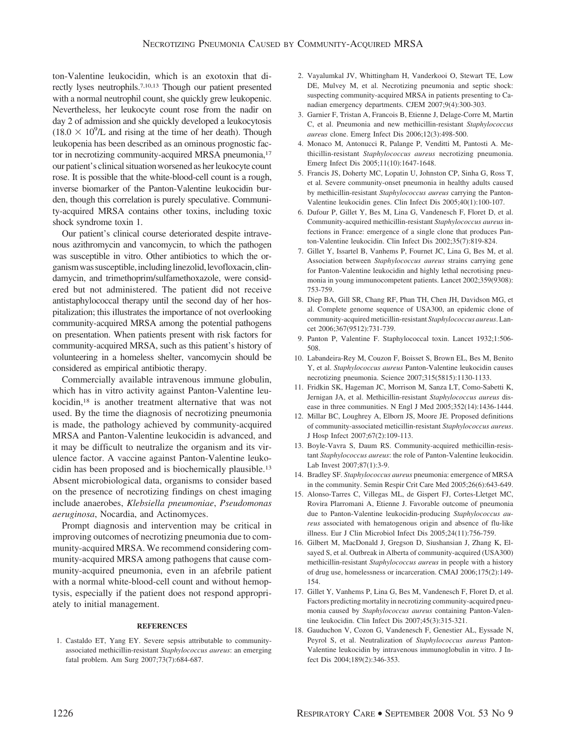ton-Valentine leukocidin, which is an exotoxin that directly lyses neutrophils.[7,10,13] Though our patient presented with a normal neutrophil count, she quickly grew leukopenic. Nevertheless, her leukocyte count rose from the nadir on day 2 of admission and she quickly developed a leukocytosis ($18.0 \times 10^9$/L and rising at the time of her death). Though leukopenia has been described as an ominous prognostic factor in necrotizing community-acquired MRSA pneumonia,[17] our patient's clinical situation worsened as her leukocyte count rose. It is possible that the white-blood-cell count is a rough, inverse biomarker of the Panton-Valentine leukocidin burden, though this correlation is purely speculative. Community-acquired MRSA contains other toxins, including toxic shock syndrome toxin 1.

Our patient's clinical course deteriorated despite intravenous azithromycin and vancomycin, to which the pathogen was susceptible in vitro. Other antibiotics to which the organism was susceptible, including linezolid, levofloxacin, clindamycin, and trimethoprim/sulfamethoxazole, were considered but not administered. The patient did not receive antistaphylococcal therapy until the second day of her hospitalization; this illustrates the importance of not overlooking community-acquired MRSA among the potential pathogens on presentation. When patients present with risk factors for community-acquired MRSA, such as this patient's history of volunteering in a homeless shelter, vancomycin should be considered as empirical antibiotic therapy.

Commercially available intravenous immune globulin, which has in vitro activity against Panton-Valentine leukocidin,[18] is another treatment alternative that was not used. By the time the diagnosis of necrotizing pneumonia is made, the pathology achieved by community-acquired MRSA and Panton-Valentine leukocidin is advanced, and it may be difficult to neutralize the organism and its virulence factor. A vaccine against Panton-Valentine leukocidin has been proposed and is biochemically plausible.[13] Absent microbiological data, organisms to consider based on the presence of necrotizing findings on chest imaging include anaerobes, *Klebsiella pneumoniae*, *Pseudomonas aeruginosa*, Nocardia, and Actinomyces.

Prompt diagnosis and intervention may be critical in improving outcomes of necrotizing pneumonia due to community-acquired MRSA. We recommend considering community-acquired MRSA among pathogens that cause community-acquired pneumonia, even in an afebrile patient with a normal white-blood-cell count and without hemoptysis, especially if the patient does not respond appropriately to initial management.

## REFERENCES

1. Castaldo ET, Yang EY. Severe sepsis attributable to community-associated methicillin-resistant *Staphylococcus aureus*: an emerging fatal problem. Am Surg 2007;73(7):684-687.
2. Vayalumkal JV, Whittingham H, Vanderkooi O, Stewart TE, Low DE, Mulvey M, et al. Necrotizing pneumonia and septic shock: suspecting community-acquired MRSA in patients presenting to Canadian emergency departments. CJEM 2007;9(4):300-303.
3. Garnier F, Tristan A, Francois B, Etienne J, Delage-Corre M, Martin C, et al. Pneumonia and new methicillin-resistant *Staphylococcus aureus* clone. Emerg Infect Dis 2006;12(3):498-500.
4. Monaco M, Antonucci R, Palange P, Venditti M, Pantosti A. Methicillin-resistant *Staphylococcus aureus* necrotizing pneumonia. Emerg Infect Dis 2005;11(10):1647-1648.
5. Francis JS, Doherty MC, Lopatin U, Johnston CP, Sinha G, Ross T, et al. Severe community-onset pneumonia in healthy adults caused by methicillin-resistant *Staphylococcus aureus* carrying the Panton-Valentine leukocidin genes. Clin Infect Dis 2005;40(1):100-107.
6. Dufour P, Gillet Y, Bes M, Lina G, Vandenesch F, Floret D, et al. Community-acquired methicillin-resistant *Staphylococcus aureus* infections in France: emergence of a single clone that produces Panton-Valentine leukocidin. Clin Infect Dis 2002;35(7):819-824.
7. Gillet Y, Issartel B, Vanhems P, Fournet JC, Lina G, Bes M, et al. Association between *Staphylococcus aureus* strains carrying gene for Panton-Valentine leukocidin and highly lethal necrotising pneumonia in young immunocompetent patients. Lancet 2002;359(9308):753-759.
8. Diep BA, Gill SR, Chang RF, Phan TH, Chen JH, Davidson MG, et al. Complete genome sequence of USA300, an epidemic clone of community-acquired meticillin-resistant *Staphylococcus aureus*. Lancet 2006;367(9512):731-739.
9. Panton P, Valentine F. Staphylococcal toxin. Lancet 1932;1:506-508.
10. Labandeira-Rey M, Couzon F, Boisset S, Brown EL, Bes M, Benito Y, et al. *Staphylococcus aureus* Panton-Valentine leukocidin causes necrotizing pneumonia. Science 2007;315(5815):1130-1133.
11. Fridkin SK, Hageman JC, Morrison M, Sanza LT, Como-Sabetti K, Jernigan JA, et al. Methicillin-resistant *Staphylococcus aureus* disease in three communities. N Engl J Med 2005;352(14):1436-1444.
12. Millar BC, Loughrey A, Elborn JS, Moore JE. Proposed definitions of community-associated meticillin-resistant *Staphylococcus aureus*. J Hosp Infect 2007;67(2):109-113.
13. Boyle-Vavra S, Daum RS. Community-acquired methicillin-resistant *Staphylococcus aureus*: the role of Panton-Valentine leukocidin. Lab Invest 2007;87(1):3-9.
14. Bradley SF. *Staphylococcus aureus* pneumonia: emergence of MRSA in the community. Semin Respir Crit Care Med 2005;26(6):643-649.
15. Alonso-Tarres C, Villegas ML, de Gispert FJ, Cortes-Lletget MC, Rovira Plarromani A, Etienne J. Favorable outcome of pneumonia due to Panton-Valentine leukocidin-producing *Staphylococcus aureus* associated with hematogenous origin and absence of flu-like illness. Eur J Clin Microbiol Infect Dis 2005;24(11):756-759.
16. Gilbert M, MacDonald J, Gregson D, Siushansian J, Zhang K, Elsayed S, et al. Outbreak in Alberta of community-acquired (USA300) methicillin-resistant *Staphylococcus aureus* in people with a history of drug use, homelessness or incarceration. CMAJ 2006;175(2):149-154.
17. Gillet Y, Vanhems P, Lina G, Bes M, Vandenesch F, Floret D, et al. Factors predicting mortality in necrotizing community-acquired pneumonia caused by *Staphylococcus aureus* containing Panton-Valentine leukocidin. Clin Infect Dis 2007;45(3):315-321.
18. Gauduchon V, Cozon G, Vandenesch F, Genestier AL, Eyssade N, Peyrol S, et al. Neutralization of *Staphylococcus aureus* Panton-Valentine leukocidin by intravenous immunoglobulin in vitro. J Infect Dis 2004;189(2):346-353.